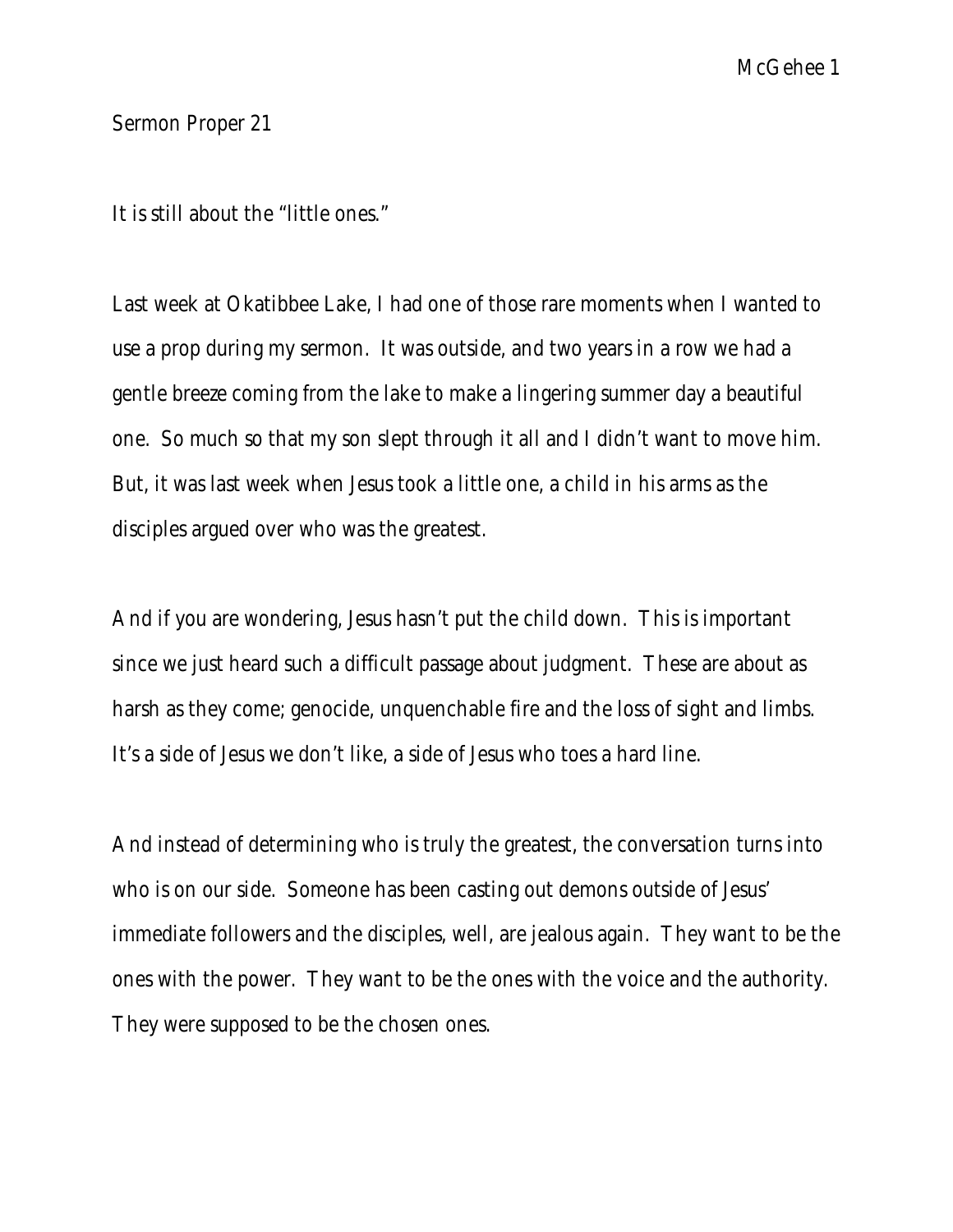Sermon Proper 21

It is still about the "little ones."

Last week at Okatibbee Lake, I had one of those rare moments when I wanted to use a prop during my sermon. It was outside, and two years in a row we had a gentle breeze coming from the lake to make a lingering summer day a beautiful one. So much so that my son slept through it all and I didn't want to move him. But, it was last week when Jesus took a little one, a child in his arms as the disciples argued over who was the greatest.

And if you are wondering, Jesus hasn't put the child down. This is important since we just heard such a difficult passage about judgment. These are about as harsh as they come; genocide, unquenchable fire and the loss of sight and limbs. It's a side of Jesus we don't like, a side of Jesus who toes a hard line.

And instead of determining who is truly the greatest, the conversation turns into who is on our side. Someone has been casting out demons outside of Jesus' immediate followers and the disciples, well, are jealous again. They want to be the ones with the power. They want to be the ones with the voice and the authority. They were supposed to be the chosen ones.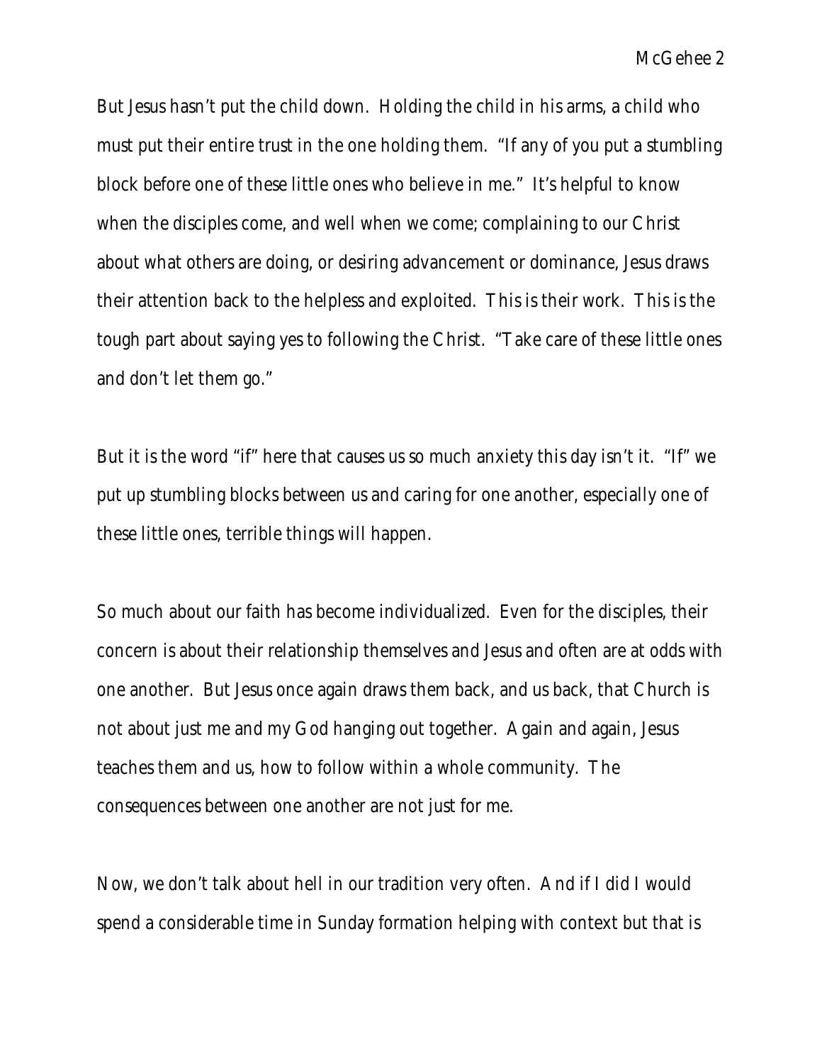But Jesus hasn't put the child down. Holding the child in his arms, a child who must put their entire trust in the one holding them. "If any of you put a stumbling block before one of these little ones who believe in me." It's helpful to know when the disciples come, and well when we come; complaining to our Christ about what others are doing, or desiring advancement or dominance, Jesus draws their attention back to the helpless and exploited. This is their work. This is the tough part about saying yes to following the Christ. "Take care of these little ones and don't let them go."

But it is the word "if" here that causes us so much anxiety this day isn't it. "If" we put up stumbling blocks between us and caring for one another, especially one of these little ones, terrible things will happen.

So much about our faith has become individualized. Even for the disciples, their concern is about their relationship themselves and Jesus and often are at odds with one another. But Jesus once again draws them back, and us back, that Church is not about just me and my God hanging out together. Again and again, Jesus teaches them and us, how to follow within a whole community. The consequences between one another are not just for me.

Now, we don't talk about hell in our tradition very often. And if I did I would spend a considerable time in Sunday formation helping with context but that is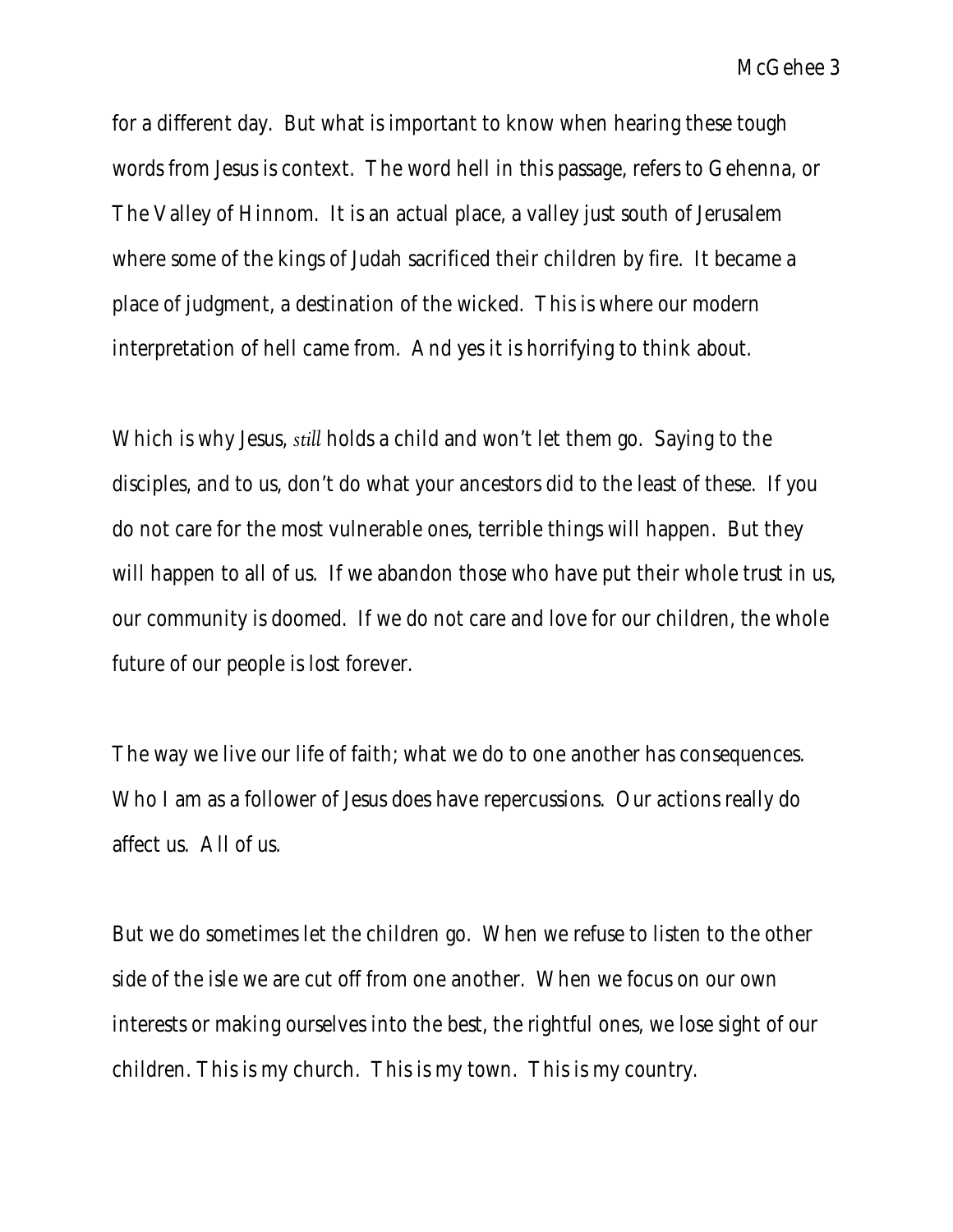for a different day. But what is important to know when hearing these tough words from Jesus is context. The word hell in this passage, refers to Gehenna, or The Valley of Hinnom. It is an actual place, a valley just south of Jerusalem where some of the kings of Judah sacrificed their children by fire. It became a place of judgment, a destination of the wicked. This is where our modern interpretation of hell came from. And yes it is horrifying to think about.

Which is why Jesus, *still* holds a child and won't let them go. Saying to the disciples, and to us, don't do what your ancestors did to the least of these. If you do not care for the most vulnerable ones, terrible things will happen. But they will happen to all of us. If we abandon those who have put their whole trust in us, our community is doomed. If we do not care and love for our children, the whole future of our people is lost forever.

The way we live our life of faith; what we do to one another has consequences. Who I am as a follower of Jesus does have repercussions. Our actions really do affect us. All of us.

But we do sometimes let the children go. When we refuse to listen to the other side of the isle we are cut off from one another. When we focus on our own interests or making ourselves into the best, the rightful ones, we lose sight of our children. This is my church. This is my town. This is my country.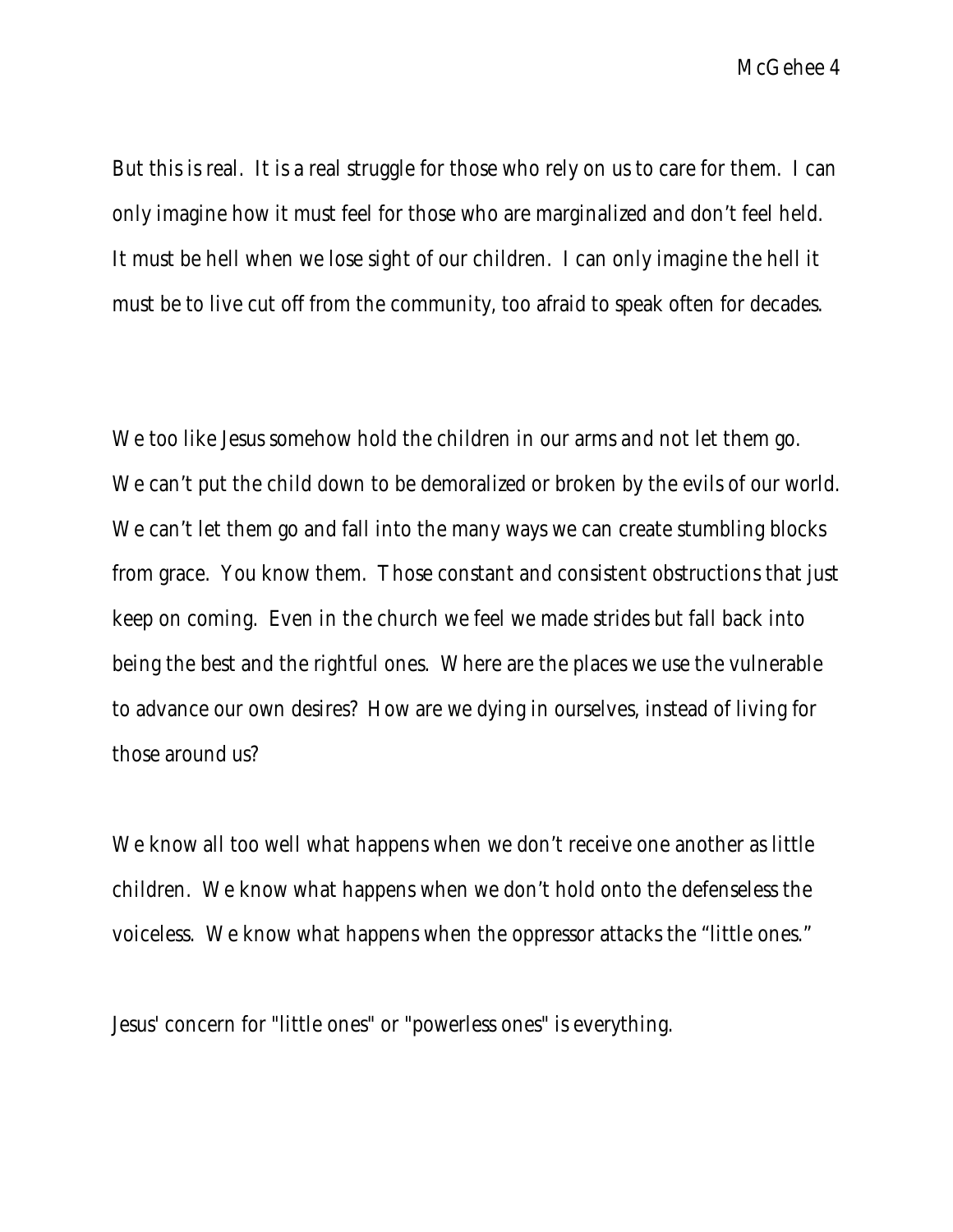But this is real. It is a real struggle for those who rely on us to care for them. I can only imagine how it must feel for those who are marginalized and don't feel held. It must be hell when we lose sight of our children. I can only imagine the hell it must be to live cut off from the community, too afraid to speak often for decades.

We too like Jesus somehow hold the children in our arms and not let them go. We can't put the child down to be demoralized or broken by the evils of our world. We can't let them go and fall into the many ways we can create stumbling blocks from grace. You know them. Those constant and consistent obstructions that just keep on coming. Even in the church we feel we made strides but fall back into being the best and the rightful ones. Where are the places we use the vulnerable to advance our own desires? How are we dying in ourselves, instead of living for those around us?

We know all too well what happens when we don't receive one another as little children. We know what happens when we don't hold onto the defenseless the voiceless. We know what happens when the oppressor attacks the "little ones."

Jesus' concern for "little ones" or "powerless ones" is everything.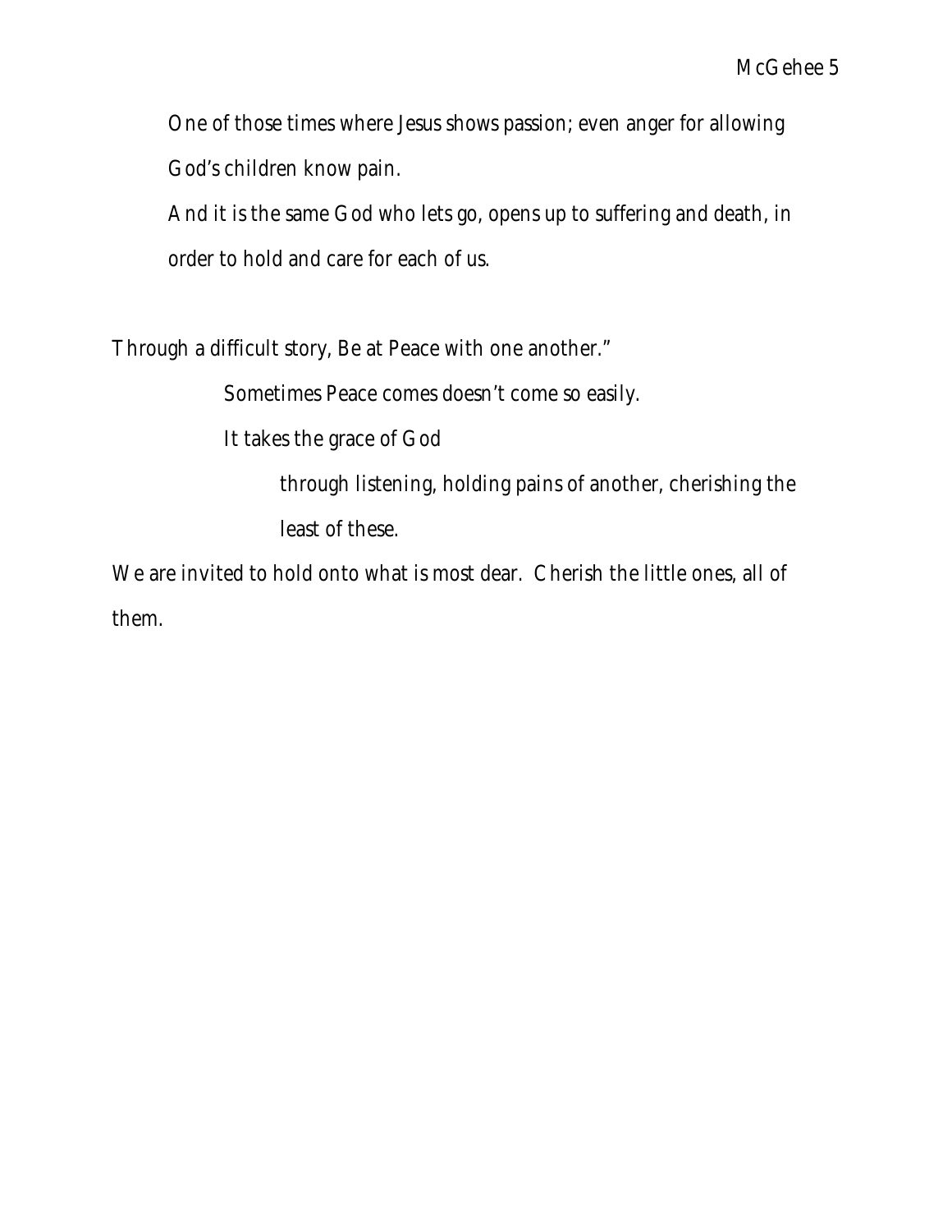One of those times where Jesus shows passion; even anger for allowing God's children know pain.

And it is the same God who lets go, opens up to suffering and death, in order to hold and care for each of us.

Through a difficult story, Be at Peace with one another."

Sometimes Peace comes doesn't come so easily.

It takes the grace of God

through listening, holding pains of another, cherishing the least of these.

We are invited to hold onto what is most dear. Cherish the little ones, all of them.